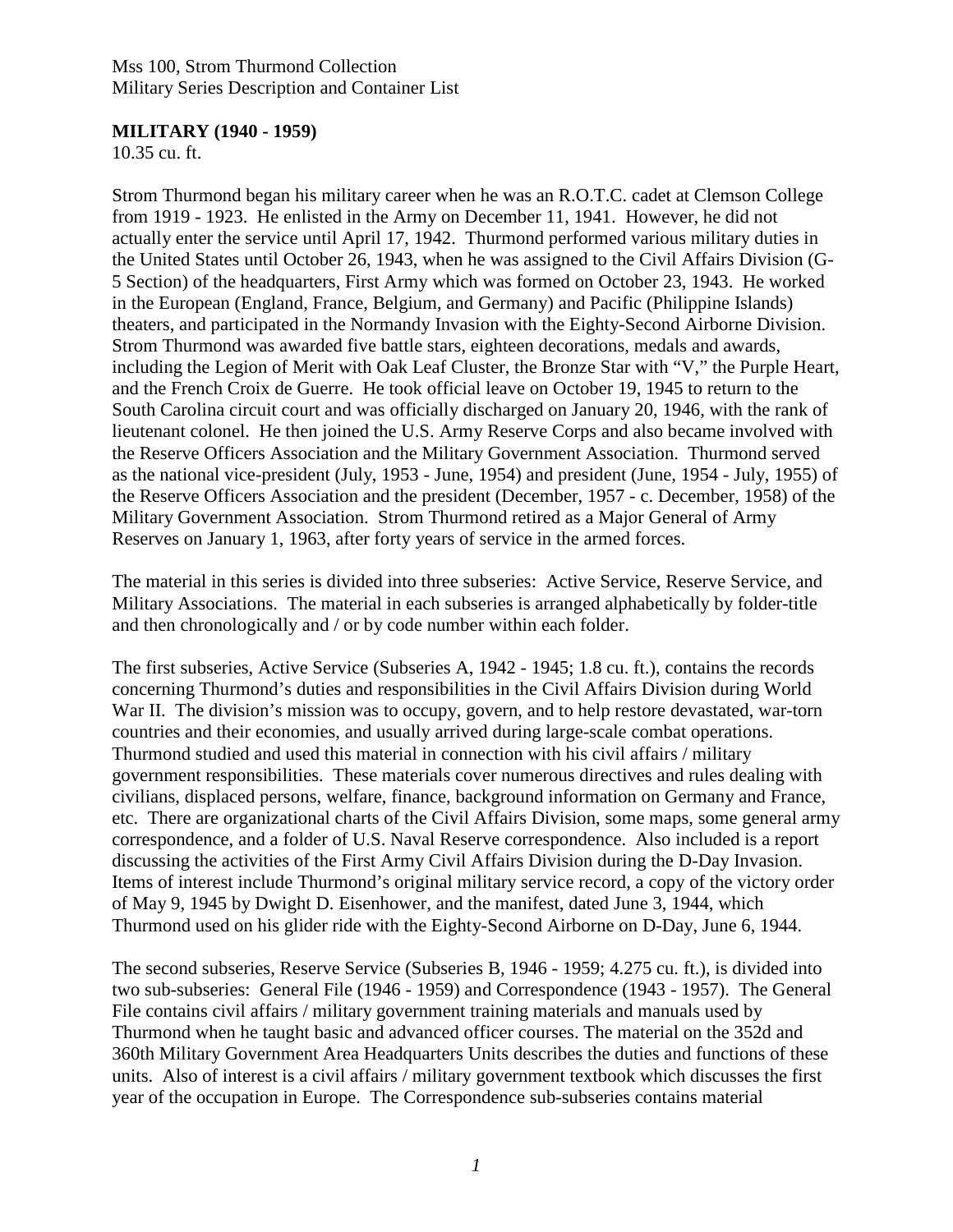Mss 100, Strom Thurmond Collection
Military Series Description and Container List

**MILITARY (1940 - 1959)**
10.35 cu. ft.

Strom Thurmond began his military career when he was an R.O.T.C. cadet at Clemson College from 1919 - 1923. He enlisted in the Army on December 11, 1941. However, he did not actually enter the service until April 17, 1942. Thurmond performed various military duties in the United States until October 26, 1943, when he was assigned to the Civil Affairs Division (G-5 Section) of the headquarters, First Army which was formed on October 23, 1943. He worked in the European (England, France, Belgium, and Germany) and Pacific (Philippine Islands) theaters, and participated in the Normandy Invasion with the Eighty-Second Airborne Division. Strom Thurmond was awarded five battle stars, eighteen decorations, medals and awards, including the Legion of Merit with Oak Leaf Cluster, the Bronze Star with "V," the Purple Heart, and the French Croix de Guerre. He took official leave on October 19, 1945 to return to the South Carolina circuit court and was officially discharged on January 20, 1946, with the rank of lieutenant colonel. He then joined the U.S. Army Reserve Corps and also became involved with the Reserve Officers Association and the Military Government Association. Thurmond served as the national vice-president (July, 1953 - June, 1954) and president (June, 1954 - July, 1955) of the Reserve Officers Association and the president (December, 1957 - c. December, 1958) of the Military Government Association. Strom Thurmond retired as a Major General of Army Reserves on January 1, 1963, after forty years of service in the armed forces.

The material in this series is divided into three subseries: Active Service, Reserve Service, and Military Associations. The material in each subseries is arranged alphabetically by folder-title and then chronologically and / or by code number within each folder.

The first subseries, Active Service (Subseries A, 1942 - 1945; 1.8 cu. ft.), contains the records concerning Thurmond's duties and responsibilities in the Civil Affairs Division during World War II. The division's mission was to occupy, govern, and to help restore devastated, war-torn countries and their economies, and usually arrived during large-scale combat operations. Thurmond studied and used this material in connection with his civil affairs / military government responsibilities. These materials cover numerous directives and rules dealing with civilians, displaced persons, welfare, finance, background information on Germany and France, etc. There are organizational charts of the Civil Affairs Division, some maps, some general army correspondence, and a folder of U.S. Naval Reserve correspondence. Also included is a report discussing the activities of the First Army Civil Affairs Division during the D-Day Invasion. Items of interest include Thurmond's original military service record, a copy of the victory order of May 9, 1945 by Dwight D. Eisenhower, and the manifest, dated June 3, 1944, which Thurmond used on his glider ride with the Eighty-Second Airborne on D-Day, June 6, 1944.

The second subseries, Reserve Service (Subseries B, 1946 - 1959; 4.275 cu. ft.), is divided into two sub-subseries: General File (1946 - 1959) and Correspondence (1943 - 1957). The General File contains civil affairs / military government training materials and manuals used by Thurmond when he taught basic and advanced officer courses. The material on the 352d and 360th Military Government Area Headquarters Units describes the duties and functions of these units. Also of interest is a civil affairs / military government textbook which discusses the first year of the occupation in Europe. The Correspondence sub-subseries contains material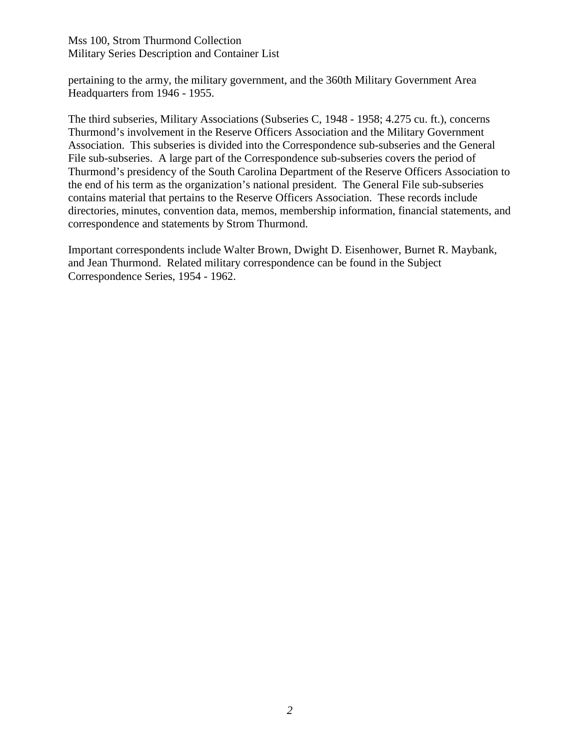pertaining to the army, the military government, and the 360th Military Government Area Headquarters from 1946 - 1955.

The third subseries, Military Associations (Subseries C, 1948 - 1958; 4.275 cu. ft.), concerns Thurmond's involvement in the Reserve Officers Association and the Military Government Association. This subseries is divided into the Correspondence sub-subseries and the General File sub-subseries. A large part of the Correspondence sub-subseries covers the period of Thurmond's presidency of the South Carolina Department of the Reserve Officers Association to the end of his term as the organization's national president. The General File sub-subseries contains material that pertains to the Reserve Officers Association. These records include directories, minutes, convention data, memos, membership information, financial statements, and correspondence and statements by Strom Thurmond.

Important correspondents include Walter Brown, Dwight D. Eisenhower, Burnet R. Maybank, and Jean Thurmond. Related military correspondence can be found in the Subject Correspondence Series, 1954 - 1962.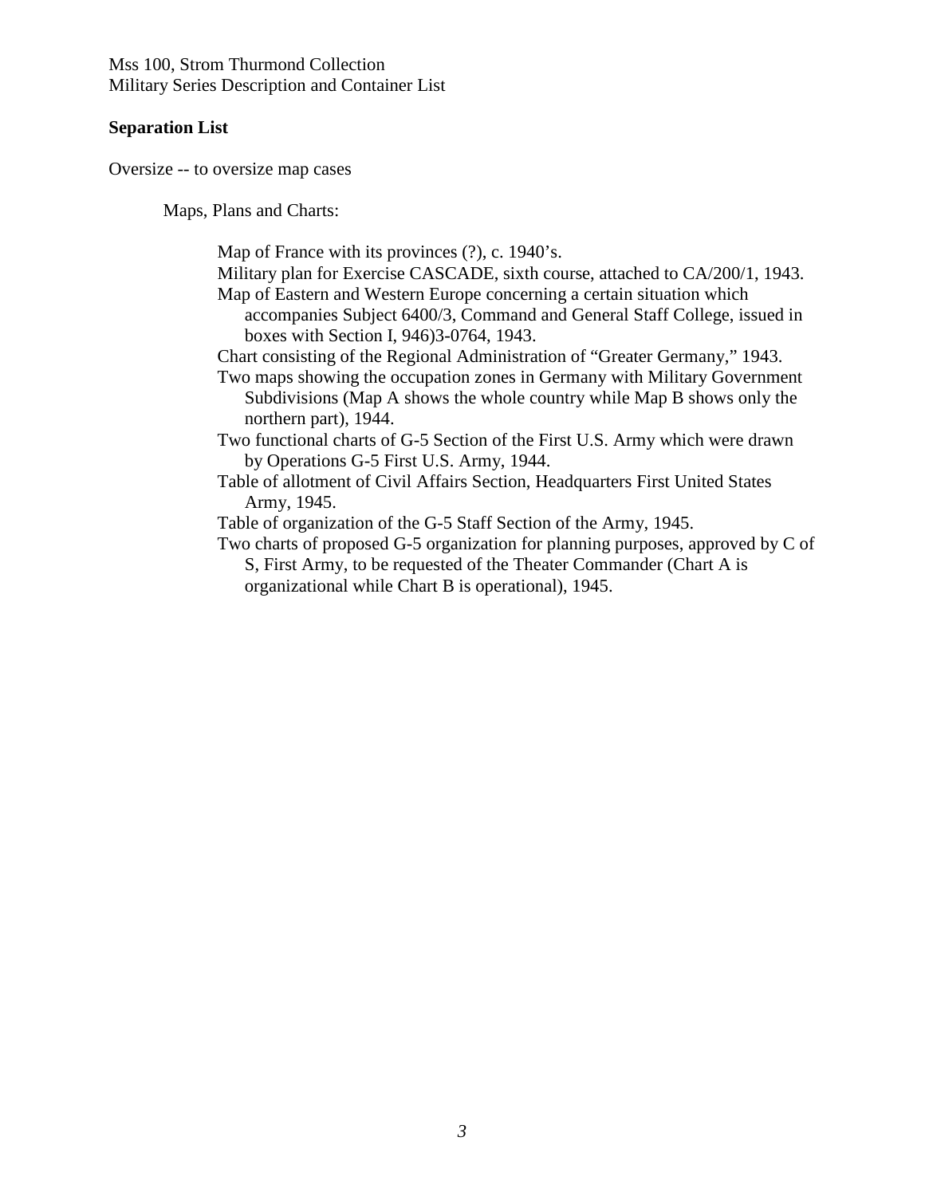## Separation List

Oversize -- to oversize map cases

Maps, Plans and Charts:

- Map of France with its provinces (?), c. 1940's.
- Military plan for Exercise CASCADE, sixth course, attached to CA/200/1, 1943.
- Map of Eastern and Western Europe concerning a certain situation which accompanies Subject 6400/3, Command and General Staff College, issued in boxes with Section I, 946)3-0764, 1943.
- Chart consisting of the Regional Administration of "Greater Germany," 1943.
- Two maps showing the occupation zones in Germany with Military Government Subdivisions (Map A shows the whole country while Map B shows only the northern part), 1944.
- Two functional charts of G-5 Section of the First U.S. Army which were drawn by Operations G-5 First U.S. Army, 1944.
- Table of allotment of Civil Affairs Section, Headquarters First United States Army, 1945.
- Table of organization of the G-5 Staff Section of the Army, 1945.
- Two charts of proposed G-5 organization for planning purposes, approved by C of S, First Army, to be requested of the Theater Commander (Chart A is organizational while Chart B is operational), 1945.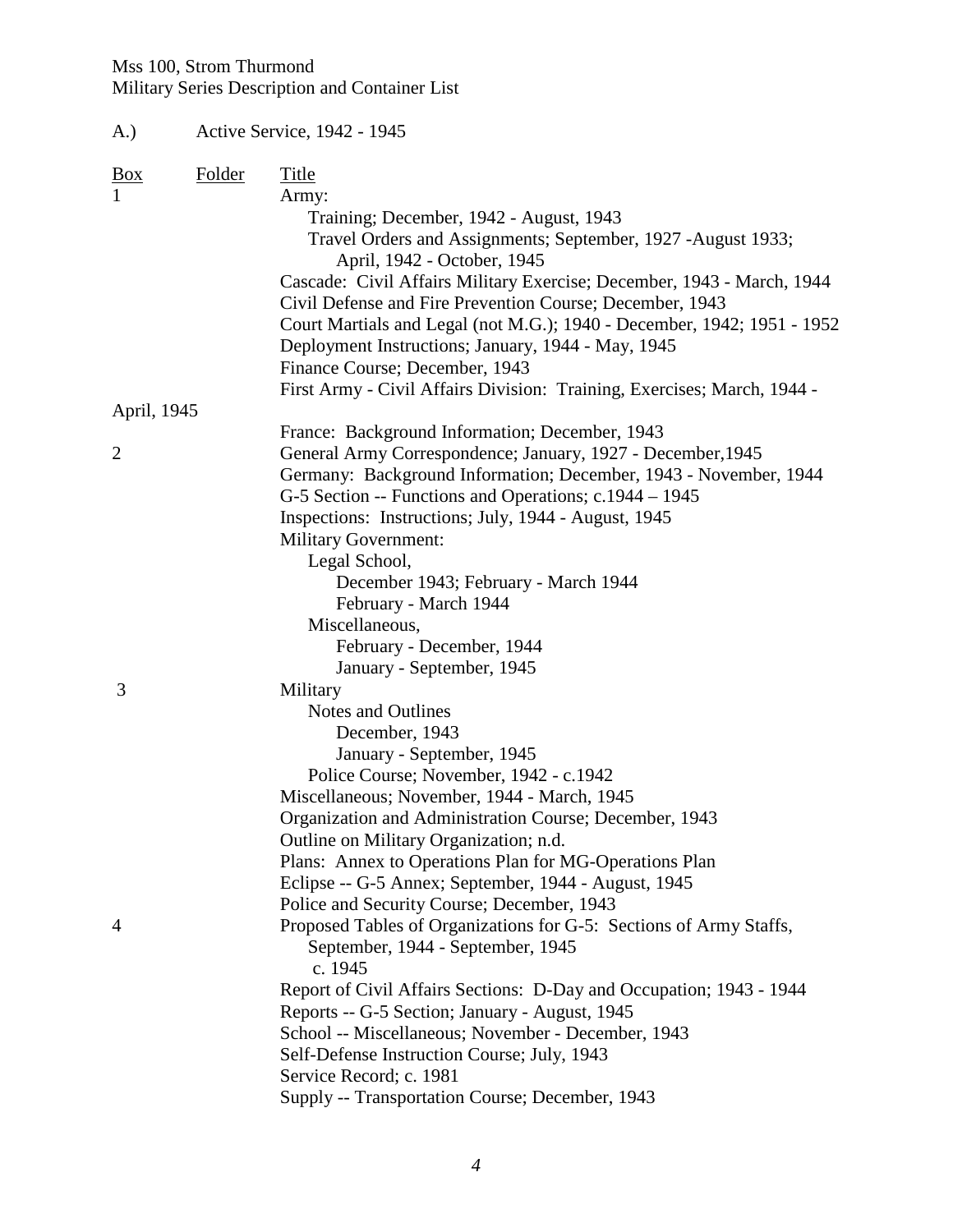Mss 100, Strom Thurmond
Military Series Description and Container List

A.) Active Service, 1942 - 1945

| Box | Folder | Title |
|---|---|---|
| 1 | | Army: |
| | | Training; December, 1942 - August, 1943 |
| | | Travel Orders and Assignments; September, 1927 -August 1933; April, 1942 - October, 1945 |
| | | Cascade: Civil Affairs Military Exercise; December, 1943 - March, 1944 |
| | | Civil Defense and Fire Prevention Course; December, 1943 |
| | | Court Martials and Legal (not M.G.); 1940 - December, 1942; 1951 - 1952 |
| | | Deployment Instructions; January, 1944 - May, 1945 |
| | | Finance Course; December, 1943 |
| | | First Army - Civil Affairs Division: Training, Exercises; March, 1944 - April, 1945 |
| | | France: Background Information; December, 1943 |
| 2 | | General Army Correspondence; January, 1927 - December,1945 |
| | | Germany: Background Information; December, 1943 - November, 1944 |
| | | G-5 Section -- Functions and Operations; c.1944 – 1945 |
| | | Inspections: Instructions; July, 1944 - August, 1945 |
| | | Military Government: |
| | | Legal School, |
| | | December 1943; February - March 1944 |
| | | February - March 1944 |
| | | Miscellaneous, |
| | | February - December, 1944 |
| | | January - September, 1945 |
| 3 | | Military |
| | | Notes and Outlines |
| | | December, 1943 |
| | | January - September, 1945 |
| | | Police Course; November, 1942 - c.1942 |
| | | Miscellaneous; November, 1944 - March, 1945 |
| | | Organization and Administration Course; December, 1943 |
| | | Outline on Military Organization; n.d. |
| | | Plans: Annex to Operations Plan for MG-Operations Plan |
| | | Eclipse -- G-5 Annex; September, 1944 - August, 1945 |
| | | Police and Security Course; December, 1943 |
| 4 | | Proposed Tables of Organizations for G-5: Sections of Army Staffs, |
| | | September, 1944 - September, 1945 |
| | | c. 1945 |
| | | Report of Civil Affairs Sections: D-Day and Occupation; 1943 - 1944 |
| | | Reports -- G-5 Section; January - August, 1945 |
| | | School -- Miscellaneous; November - December, 1943 |
| | | Self-Defense Instruction Course; July, 1943 |
| | | Service Record; c. 1981 |
| | | Supply -- Transportation Course; December, 1943 |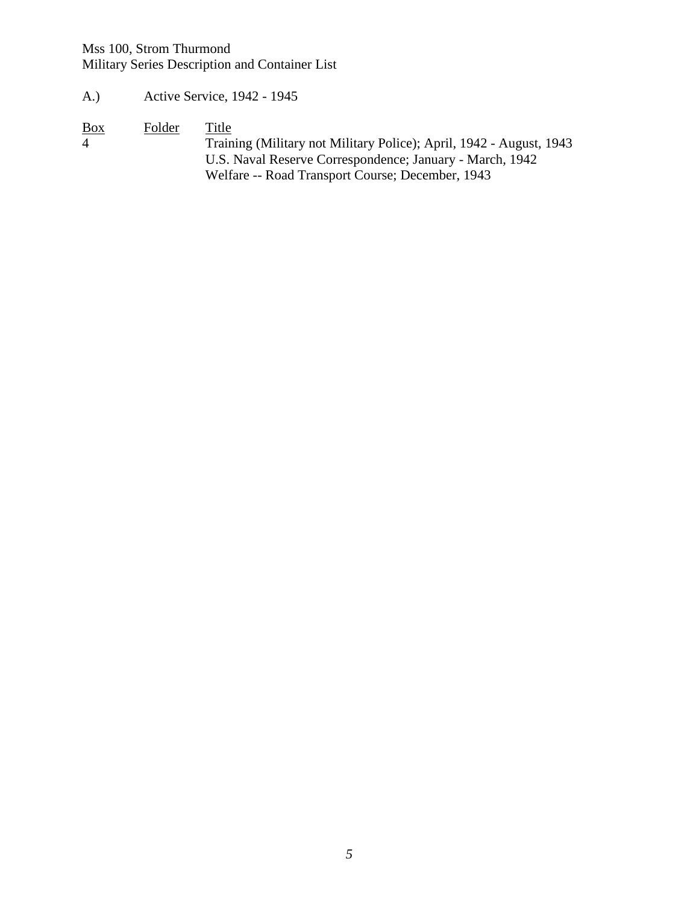Mss 100, Strom Thurmond
Military Series Description and Container List

A.) Active Service, 1942 - 1945

| Box | Folder | Title |
|---|---|---|
| 4 | | Training (Military not Military Police); April, 1942 - August, 1943 |
| | | U.S. Naval Reserve Correspondence; January - March, 1942 |
| | | Welfare -- Road Transport Course; December, 1943 |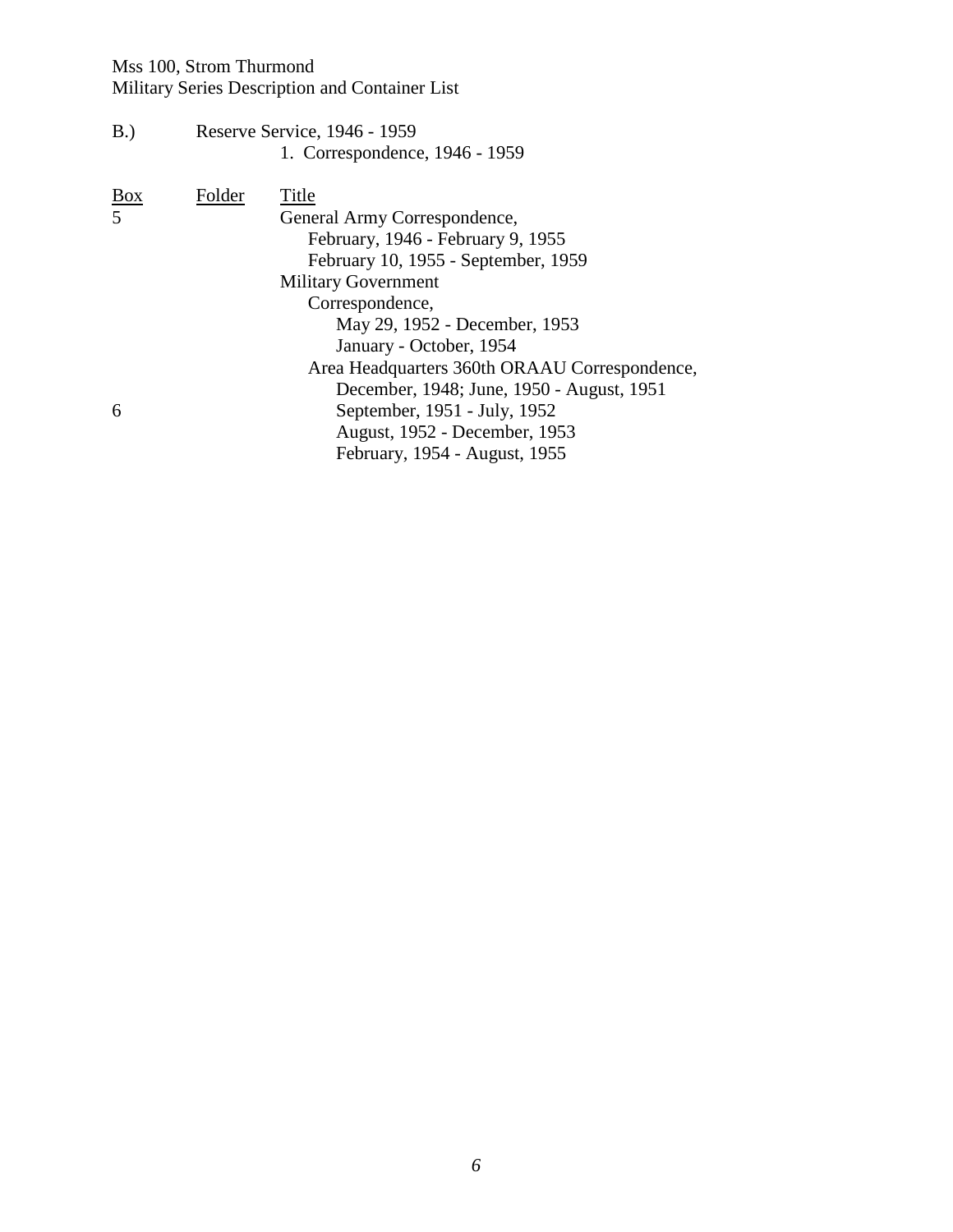B.) Reserve Service, 1946 - 1959

1. Correspondence, 1946 - 1959

| Box | Folder | Title |
|---|---|---|
| 5 | | General Army Correspondence, |
| | | February, 1946 - February 9, 1955 |
| | | February 10, 1955 - September, 1959 |
| | | Military Government |
| | | Correspondence, |
| | | May 29, 1952 - December, 1953 |
| | | January - October, 1954 |
| | | Area Headquarters 360th ORAAU Correspondence, |
| | | December, 1948; June, 1950 - August, 1951 |
| 6 | | September, 1951 - July, 1952 |
| | | August, 1952 - December, 1953 |
| | | February, 1954 - August, 1955 |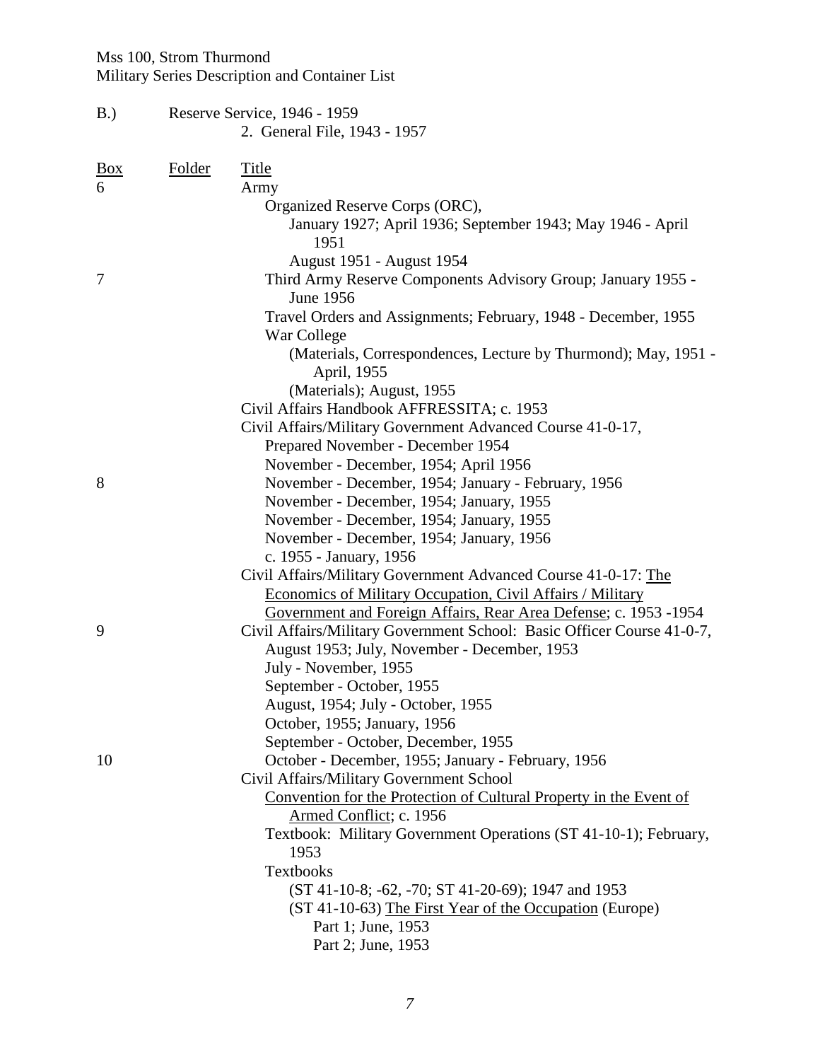B.) Reserve Service, 1946 - 1959

2. General File, 1943 - 1957

| Box | Folder | Title |
|---|---|---|
| 6 | | Army |
| | | Organized Reserve Corps (ORC), |
| | | January 1927; April 1936; September 1943; May 1946 - April 1951 |
| | | August 1951 - August 1954 |
| 7 | | Third Army Reserve Components Advisory Group; January 1955 - June 1956 |
| | | Travel Orders and Assignments; February, 1948 - December, 1955 |
| | | War College |
| | | (Materials, Correspondences, Lecture by Thurmond); May, 1951 - April, 1955 |
| | | (Materials); August, 1955 |
| | | Civil Affairs Handbook AFFRESSITA; c. 1953 |
| | | Civil Affairs/Military Government Advanced Course 41-0-17, |
| | | Prepared November - December 1954 |
| | | November - December, 1954; April 1956 |
| 8 | | November - December, 1954; January - February, 1956 |
| | | November - December, 1954; January, 1955 |
| | | November - December, 1954; January, 1955 |
| | | November - December, 1954; January, 1956 |
| | | c. 1955 - January, 1956 |
| | | Civil Affairs/Military Government Advanced Course 41-0-17: <u>The Economics of Military Occupation, Civil Affairs / Military Government and Foreign Affairs, Rear Area Defense</u>; c. 1953 -1954 |
| 9 | | Civil Affairs/Military Government School: Basic Officer Course 41-0-7, |
| | | August 1953; July, November - December, 1953 |
| | | July - November, 1955 |
| | | September - October, 1955 |
| | | August, 1954; July - October, 1955 |
| | | October, 1955; January, 1956 |
| | | September - October, December, 1955 |
| 10 | | October - December, 1955; January - February, 1956 |
| | | Civil Affairs/Military Government School |
| | | <u>Convention for the Protection of Cultural Property in the Event of Armed Conflict</u>; c. 1956 |
| | | Textbook: Military Government Operations (ST 41-10-1); February, 1953 |
| | | Textbooks |
| | | (ST 41-10-8; -62, -70; ST 41-20-69); 1947 and 1953 |
| | | (ST 41-10-63) <u>The First Year of the Occupation</u> (Europe) |
| | | Part 1; June, 1953 |
| | | Part 2; June, 1953 |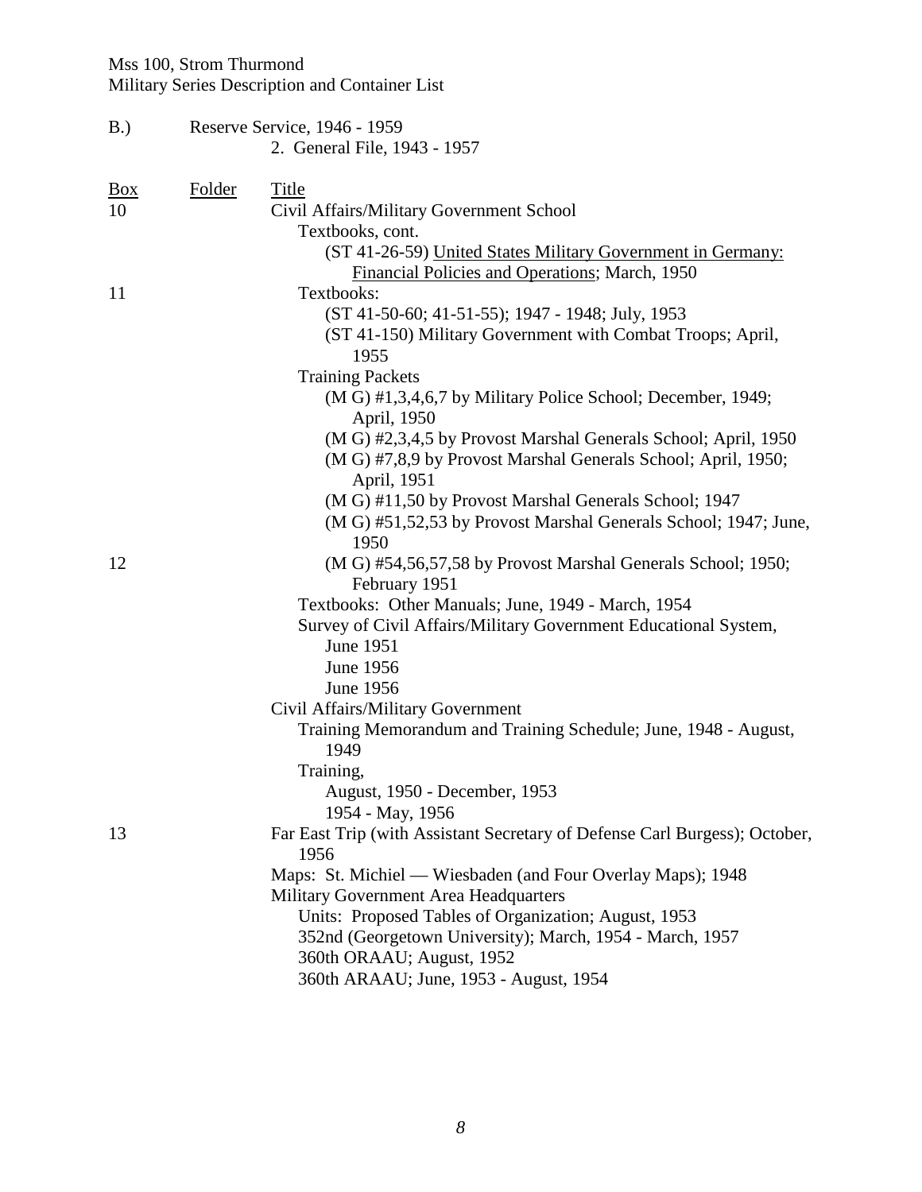Mss 100, Strom Thurmond
Military Series Description and Container List

B.) Reserve Service, 1946 - 1959
2. General File, 1943 - 1957

| Box | Folder | Title |
|---|---|---|
| 10 | | Civil Affairs/Military Government School |
| | | Textbooks, cont. |
| | | (ST 41-26-59) <u>United States Military Government in Germany: Financial Policies and Operations</u>; March, 1950 |
| 11 | | Textbooks: |
| | | (ST 41-50-60; 41-51-55); 1947 - 1948; July, 1953 |
| | | (ST 41-150) Military Government with Combat Troops; April, 1955 |
| | | Training Packets |
| | | (M G) #1,3,4,6,7 by Military Police School; December, 1949; April, 1950 |
| | | (M G) #2,3,4,5 by Provost Marshal Generals School; April, 1950 |
| | | (M G) #7,8,9 by Provost Marshal Generals School; April, 1950; April, 1951 |
| | | (M G) #11,50 by Provost Marshal Generals School; 1947 |
| | | (M G) #51,52,53 by Provost Marshal Generals School; 1947; June, 1950 |
| 12 | | (M G) #54,56,57,58 by Provost Marshal Generals School; 1950; February 1951 |
| | | Textbooks: Other Manuals; June, 1949 - March, 1954 |
| | | Survey of Civil Affairs/Military Government Educational System, |
| | | June 1951 |
| | | June 1956 |
| | | June 1956 |
| | | Civil Affairs/Military Government |
| | | Training Memorandum and Training Schedule; June, 1948 - August, 1949 |
| | | Training, |
| | | August, 1950 - December, 1953 |
| | | 1954 - May, 1956 |
| 13 | | Far East Trip (with Assistant Secretary of Defense Carl Burgess); October, 1956 |
| | | Maps: St. Michiel — Wiesbaden (and Four Overlay Maps); 1948 |
| | | Military Government Area Headquarters |
| | | Units: Proposed Tables of Organization; August, 1953 |
| | | 352nd (Georgetown University); March, 1954 - March, 1957 |
| | | 360th ORAAU; August, 1952 |
| | | 360th ARAAU; June, 1953 - August, 1954 |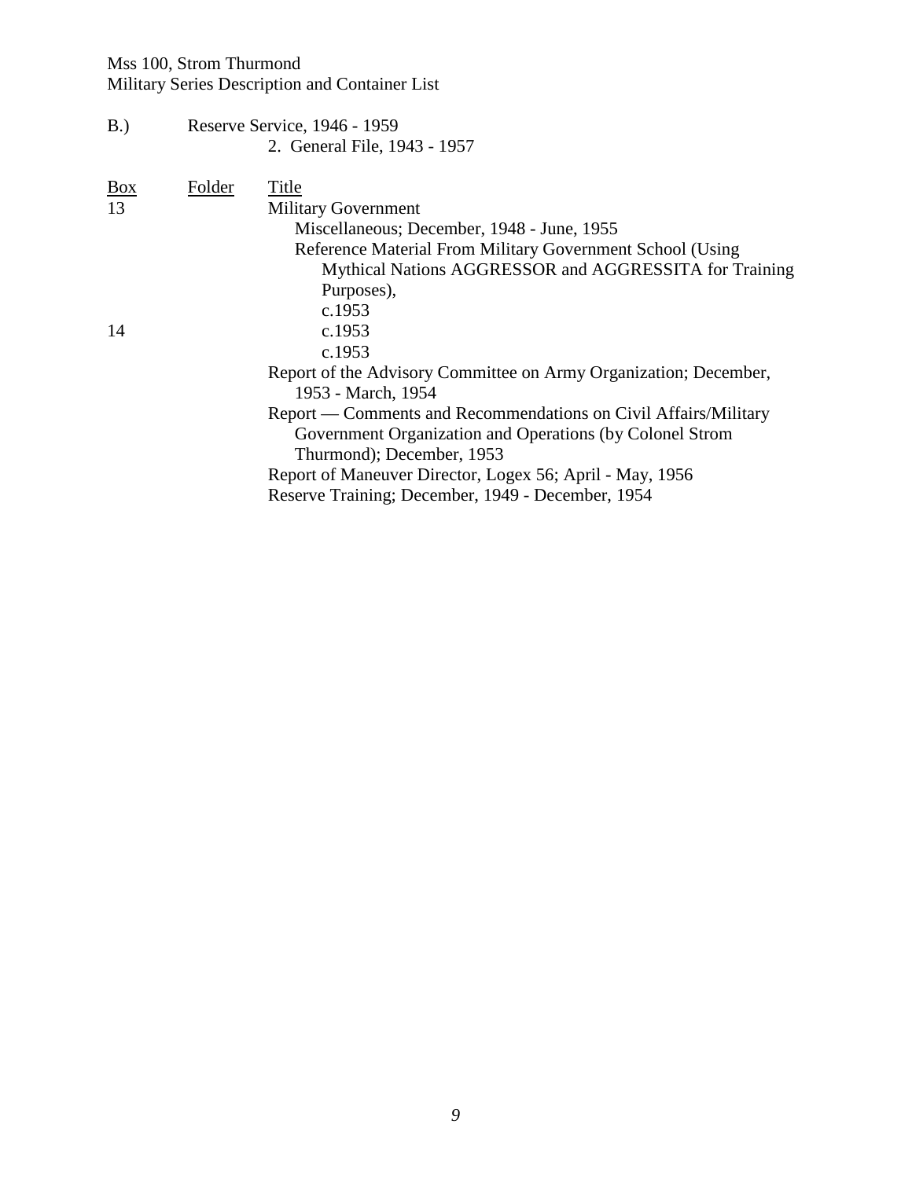B.) Reserve Service, 1946 - 1959

2. General File, 1943 - 1957

| Box | Folder | Title |
|---|---|---|
| 13 | | Military Government |
| | | Miscellaneous; December, 1948 - June, 1955 |
| | | Reference Material From Military Government School (Using Mythical Nations AGGRESSOR and AGGRESSITA for Training Purposes), |
| | | c.1953 |
| 14 | | c.1953 |
| | | c.1953 |
| | | Report of the Advisory Committee on Army Organization; December, 1953 - March, 1954 |
| | | Report — Comments and Recommendations on Civil Affairs/Military Government Organization and Operations (by Colonel Strom Thurmond); December, 1953 |
| | | Report of Maneuver Director, Logex 56; April - May, 1956 |
| | | Reserve Training; December, 1949 - December, 1954 |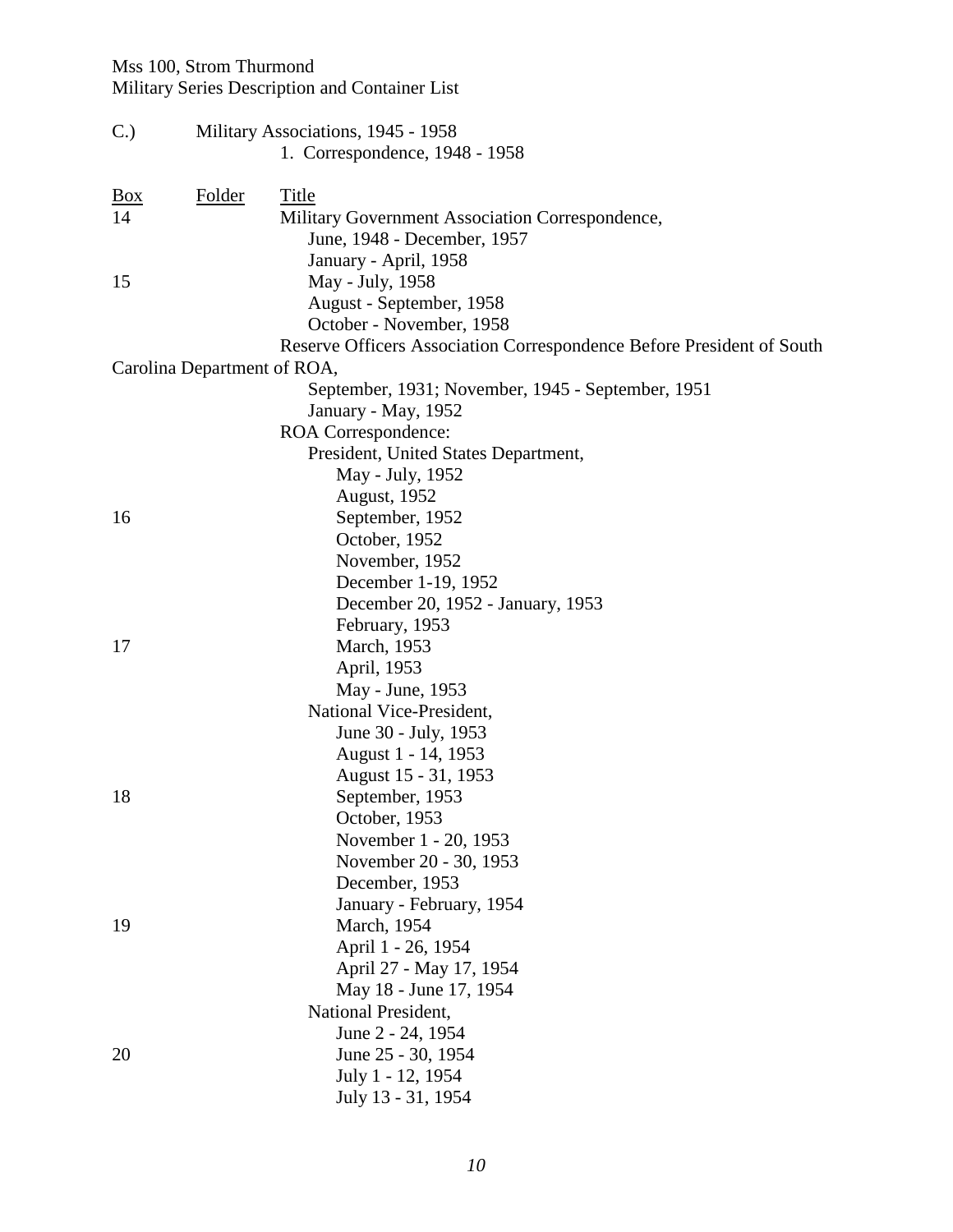C.) Military Associations, 1945 - 1958

1. Correspondence, 1948 - 1958

| Box | Folder | Title |
|---|---|---|
| 14 | | Military Government Association Correspondence, |
| | | June, 1948 - December, 1957 |
| | | January - April, 1958 |
| 15 | | May - July, 1958 |
| | | August - September, 1958 |
| | | October - November, 1958 |
| | | Reserve Officers Association Correspondence Before President of South Carolina Department of ROA, |
| | | September, 1931; November, 1945 - September, 1951 |
| | | January - May, 1952 |
| | | ROA Correspondence: |
| | | President, United States Department, |
| | | May - July, 1952 |
| | | August, 1952 |
| 16 | | September, 1952 |
| | | October, 1952 |
| | | November, 1952 |
| | | December 1-19, 1952 |
| | | December 20, 1952 - January, 1953 |
| | | February, 1953 |
| 17 | | March, 1953 |
| | | April, 1953 |
| | | May - June, 1953 |
| | | National Vice-President, |
| | | June 30 - July, 1953 |
| | | August 1 - 14, 1953 |
| | | August 15 - 31, 1953 |
| 18 | | September, 1953 |
| | | October, 1953 |
| | | November 1 - 20, 1953 |
| | | November 20 - 30, 1953 |
| | | December, 1953 |
| | | January - February, 1954 |
| 19 | | March, 1954 |
| | | April 1 - 26, 1954 |
| | | April 27 - May 17, 1954 |
| | | May 18 - June 17, 1954 |
| | | National President, |
| | | June 2 - 24, 1954 |
| 20 | | June 25 - 30, 1954 |
| | | July 1 - 12, 1954 |
| | | July 13 - 31, 1954 |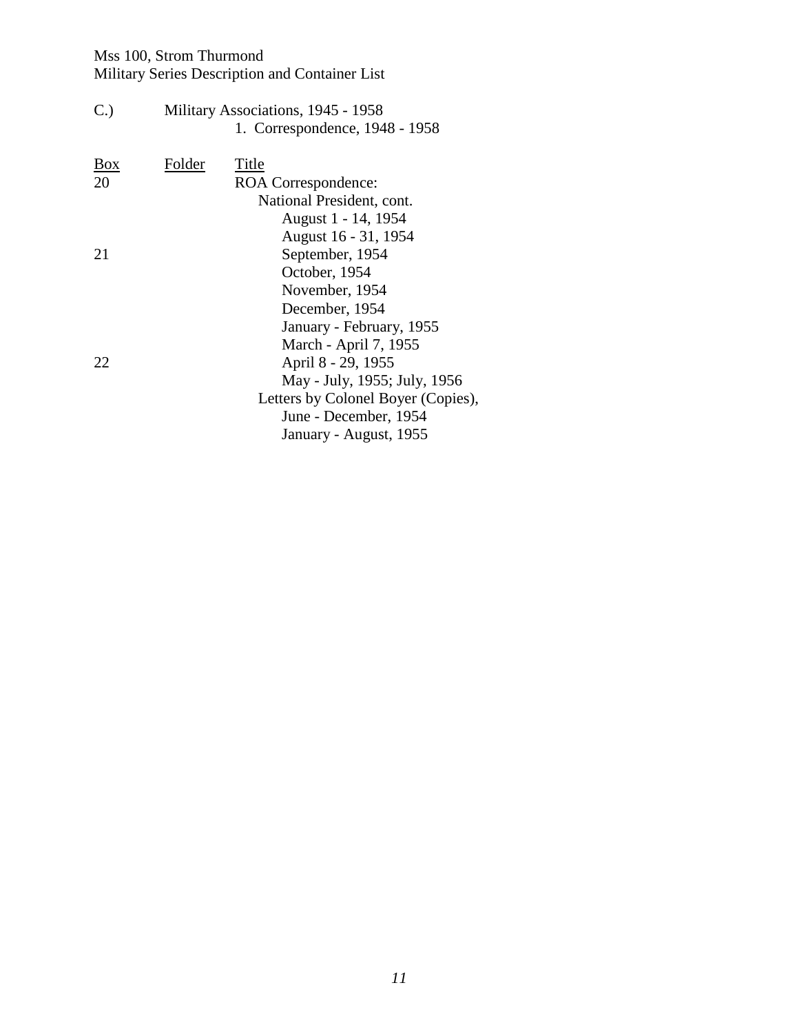C.) Military Associations, 1945 - 1958

1. Correspondence, 1948 - 1958

| Box | Folder | Title |
|---|---|---|
| 20 | | ROA Correspondence: |
| | | National President, cont. |
| | | August 1 - 14, 1954 |
| | | August 16 - 31, 1954 |
| 21 | | September, 1954 |
| | | October, 1954 |
| | | November, 1954 |
| | | December, 1954 |
| | | January - February, 1955 |
| | | March - April 7, 1955 |
| 22 | | April 8 - 29, 1955 |
| | | May - July, 1955; July, 1956 |
| | | Letters by Colonel Boyer (Copies), |
| | | June - December, 1954 |
| | | January - August, 1955 |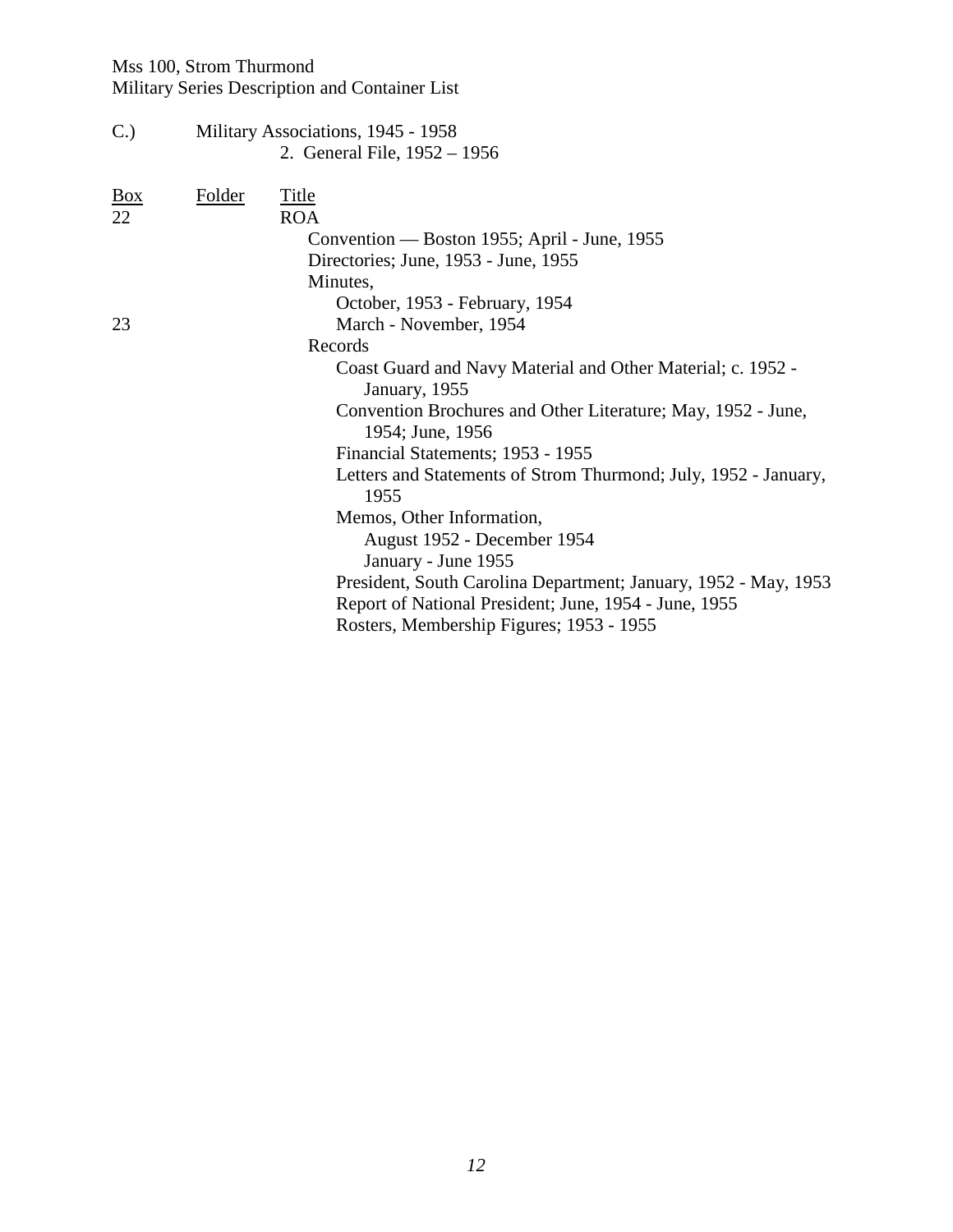Mss 100, Strom Thurmond
Military Series Description and Container List

C.) Military Associations, 1945 - 1958
    2. General File, 1952 – 1956

| Box | Folder | Title |
|---|---|---|
| 22 | | ROA |
| | | Convention — Boston 1955; April - June, 1955 |
| | | Directories; June, 1953 - June, 1955 |
| | | Minutes, |
| | | October, 1953 - February, 1954 |
| 23 | | March - November, 1954 |
| | | Records |
| | | Coast Guard and Navy Material and Other Material; c. 1952 - January, 1955 |
| | | Convention Brochures and Other Literature; May, 1952 - June, 1954; June, 1956 |
| | | Financial Statements; 1953 - 1955 |
| | | Letters and Statements of Strom Thurmond; July, 1952 - January, 1955 |
| | | Memos, Other Information, |
| | | August 1952 - December 1954 |
| | | January - June 1955 |
| | | President, South Carolina Department; January, 1952 - May, 1953 |
| | | Report of National President; June, 1954 - June, 1955 |
| | | Rosters, Membership Figures; 1953 - 1955 |